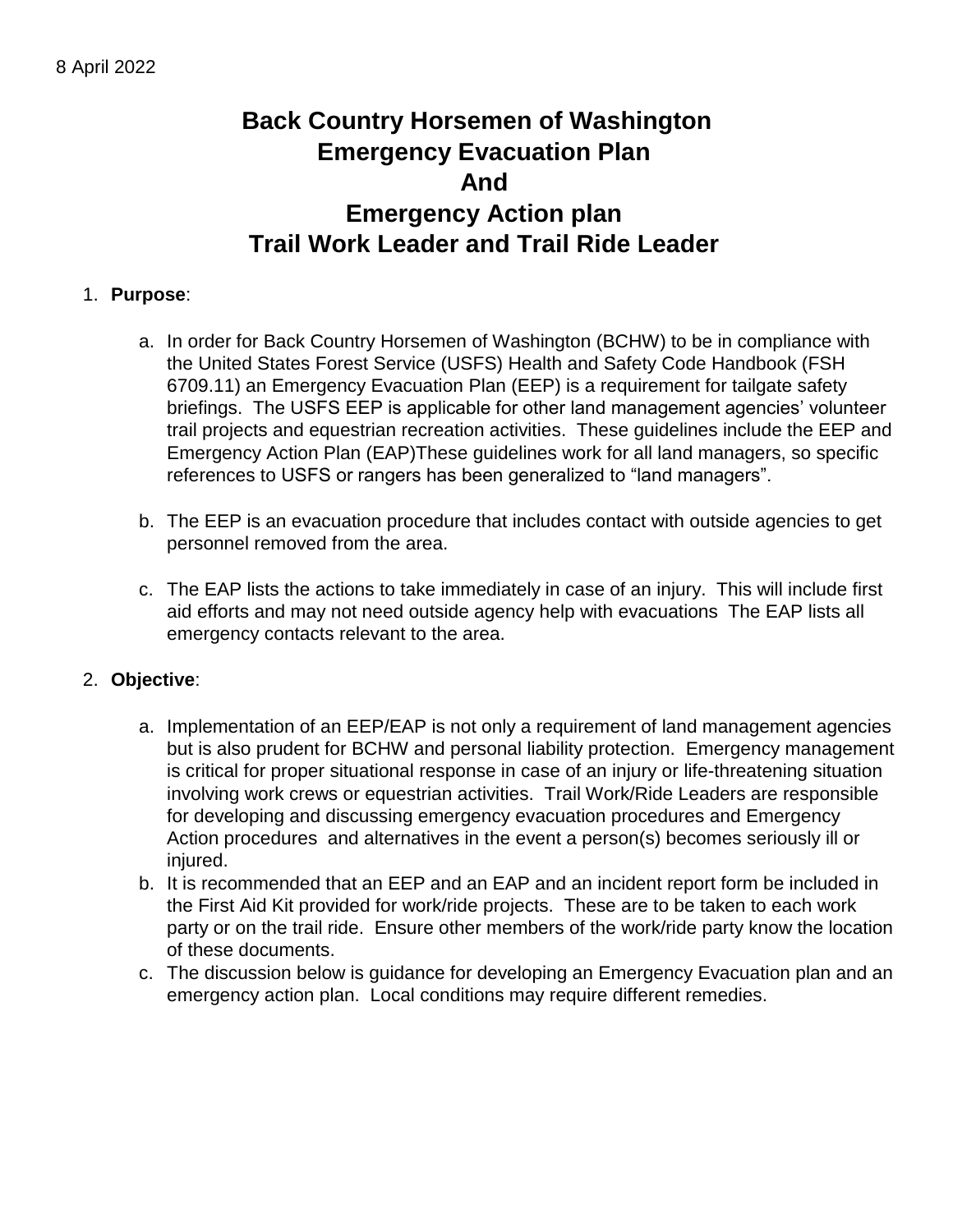8 April 2022

# Back Country Horsemen of Washington
# Emergency Evacuation Plan
# And
# Emergency Action plan
# Trail Work Leader and Trail Ride Leader

1. **Purpose**:

   a. In order for Back Country Horsemen of Washington (BCHW) to be in compliance with the United States Forest Service (USFS) Health and Safety Code Handbook (FSH 6709.11) an Emergency Evacuation Plan (EEP) is a requirement for tailgate safety briefings. The USFS EEP is applicable for other land management agencies' volunteer trail projects and equestrian recreation activities. These guidelines include the EEP and Emergency Action Plan (EAP)These guidelines work for all land managers, so specific references to USFS or rangers has been generalized to "land managers".

   b. The EEP is an evacuation procedure that includes contact with outside agencies to get personnel removed from the area.

   c. The EAP lists the actions to take immediately in case of an injury. This will include first aid efforts and may not need outside agency help with evacuations The EAP lists all emergency contacts relevant to the area.

2. **Objective**:

   a. Implementation of an EEP/EAP is not only a requirement of land management agencies but is also prudent for BCHW and personal liability protection. Emergency management is critical for proper situational response in case of an injury or life-threatening situation involving work crews or equestrian activities. Trail Work/Ride Leaders are responsible for developing and discussing emergency evacuation procedures and Emergency Action procedures and alternatives in the event a person(s) becomes seriously ill or injured.
   b. It is recommended that an EEP and an EAP and an incident report form be included in the First Aid Kit provided for work/ride projects. These are to be taken to each work party or on the trail ride. Ensure other members of the work/ride party know the location of these documents.
   c. The discussion below is guidance for developing an Emergency Evacuation plan and an emergency action plan. Local conditions may require different remedies.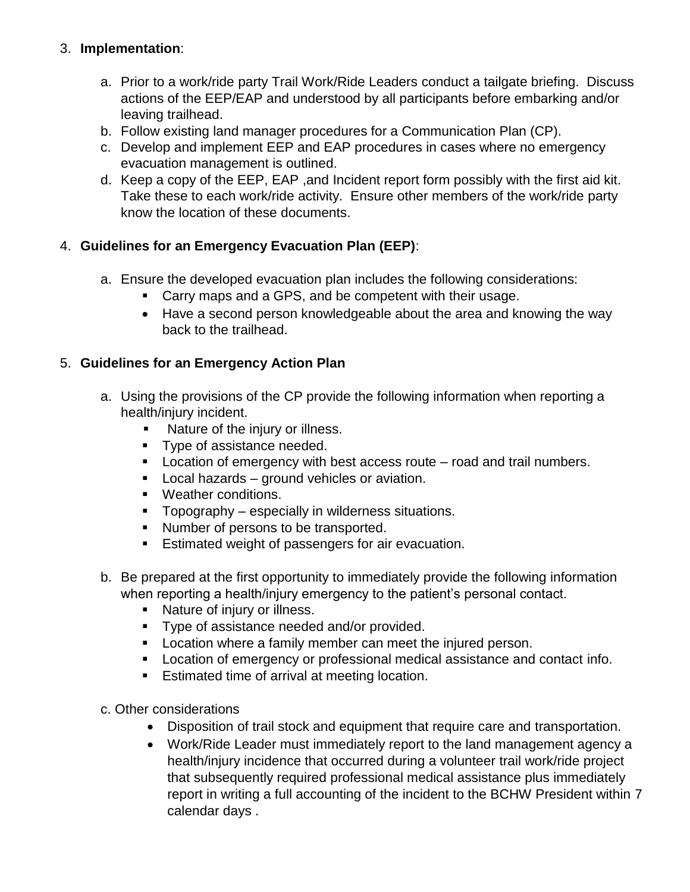3. **Implementation**:

   a. Prior to a work/ride party Trail Work/Ride Leaders conduct a tailgate briefing. Discuss actions of the EEP/EAP and understood by all participants before embarking and/or leaving trailhead.
   b. Follow existing land manager procedures for a Communication Plan (CP).
   c. Develop and implement EEP and EAP procedures in cases where no emergency evacuation management is outlined.
   d. Keep a copy of the EEP, EAP ,and Incident report form possibly with the first aid kit. Take these to each work/ride activity. Ensure other members of the work/ride party know the location of these documents.

4. **Guidelines for an Emergency Evacuation Plan (EEP)**:

   a. Ensure the developed evacuation plan includes the following considerations:
      - Carry maps and a GPS, and be competent with their usage.
      - Have a second person knowledgeable about the area and knowing the way back to the trailhead.

5. **Guidelines for an Emergency Action Plan**

   a. Using the provisions of the CP provide the following information when reporting a health/injury incident.
      - Nature of the injury or illness.
      - Type of assistance needed.
      - Location of emergency with best access route – road and trail numbers.
      - Local hazards – ground vehicles or aviation.
      - Weather conditions.
      - Topography – especially in wilderness situations.
      - Number of persons to be transported.
      - Estimated weight of passengers for air evacuation.

   b. Be prepared at the first opportunity to immediately provide the following information when reporting a health/injury emergency to the patient's personal contact.
      - Nature of injury or illness.
      - Type of assistance needed and/or provided.
      - Location where a family member can meet the injured person.
      - Location of emergency or professional medical assistance and contact info.
      - Estimated time of arrival at meeting location.

   c. Other considerations
      - Disposition of trail stock and equipment that require care and transportation.
      - Work/Ride Leader must immediately report to the land management agency a health/injury incidence that occurred during a volunteer trail work/ride project that subsequently required professional medical assistance plus immediately report in writing a full accounting of the incident to the BCHW President within 7 calendar days .